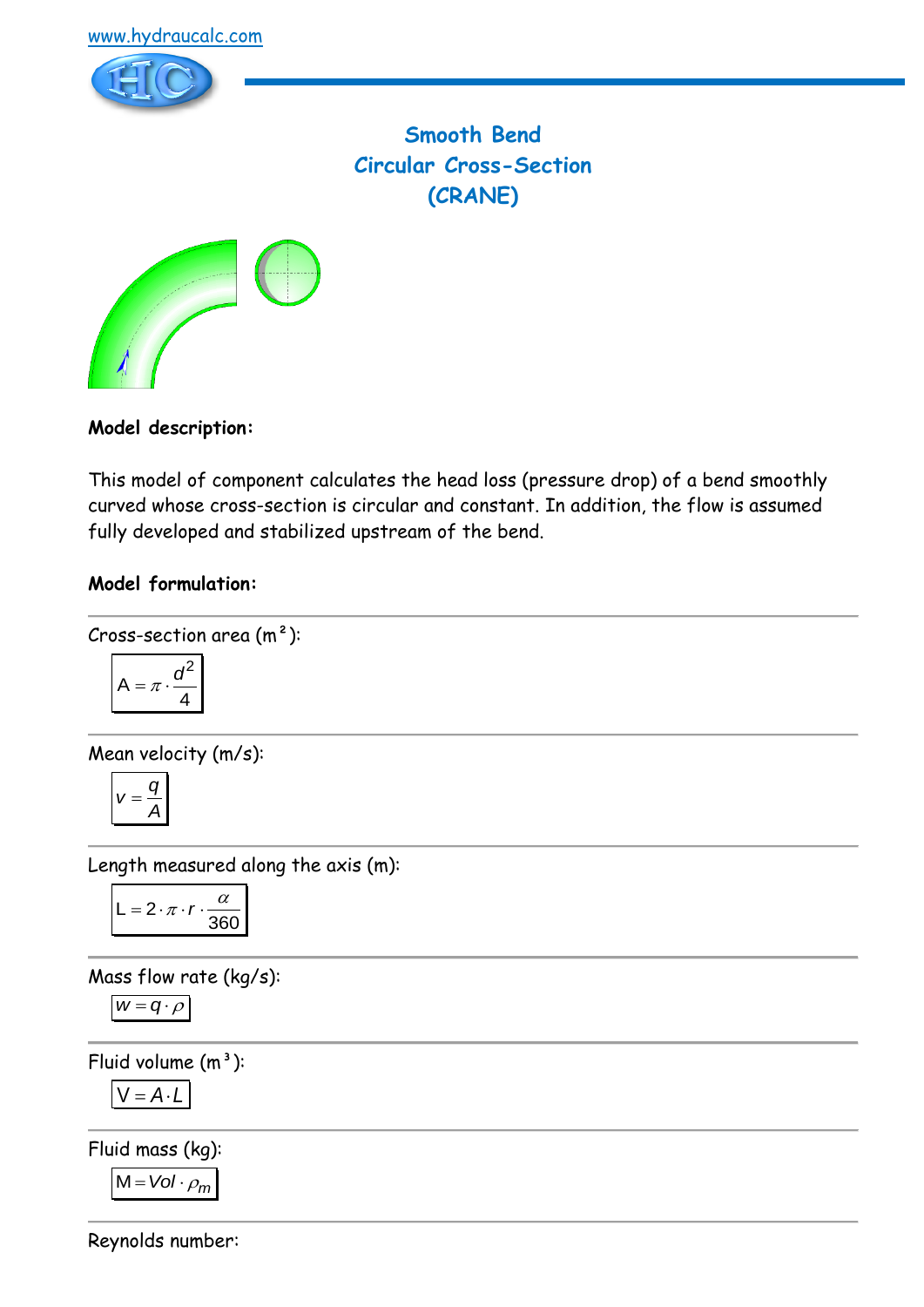www.hydraucalc.com

# Smooth Bend
# Circular Cross-Section
# (CRANE)

**Model description:**

This model of component calculates the head loss (pressure drop) of a bend smoothly curved whose cross-section is circular and constant. In addition, the flow is assumed fully developed and stabilized upstream of the bend.

**Model formulation:**

Cross-section area (m²):

$$A = \pi \cdot \frac{d^2}{4}$$

Mean velocity (m/s):

$$v = \frac{q}{A}$$

Length measured along the axis (m):

$$L = 2 \cdot \pi \cdot r \cdot \frac{\alpha}{360}$$

Mass flow rate (kg/s):

$$w = q \cdot \rho$$

Fluid volume (m³):

$$V = A \cdot L$$

Fluid mass (kg):

$$M = Vol \cdot \rho_m$$

Reynolds number: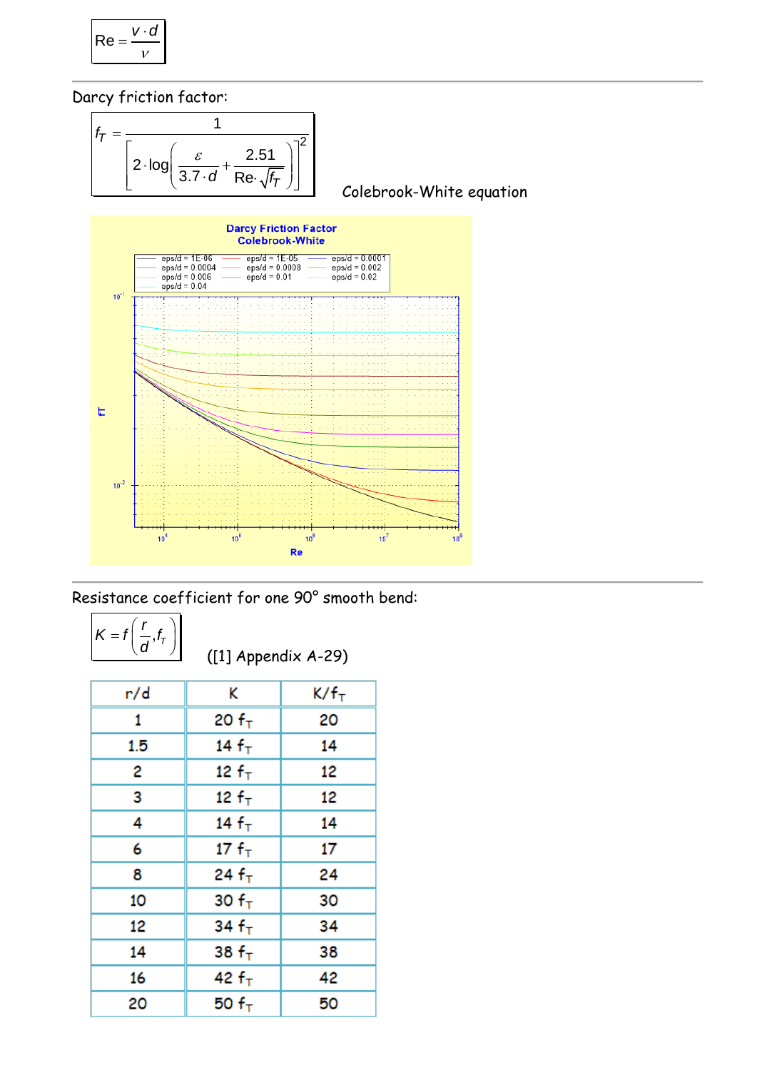$$\mathrm{Re} = \frac{v \cdot d}{\nu}$$

Darcy friction factor:

$$f_T = \frac{1}{\left[2 \cdot \log\left(\frac{\varepsilon}{3.7 \cdot d} + \frac{2.51}{\mathrm{Re} \cdot \sqrt{f_T}}\right)\right]^2}$$

Colebrook-White equation

Darcy Friction Factor
Colebrook-White

Resistance coefficient for one 90° smooth bend:

$$K = f\left(\frac{r}{d}, f_T\right)$$

([1] Appendix A-29)

| r/d | K | $K/f_T$ |
|---|---|---|
| 1 | 20 $f_T$ | 20 |
| 1.5 | 14 $f_T$ | 14 |
| 2 | 12 $f_T$ | 12 |
| 3 | 12 $f_T$ | 12 |
| 4 | 14 $f_T$ | 14 |
| 6 | 17 $f_T$ | 17 |
| 8 | 24 $f_T$ | 24 |
| 10 | 30 $f_T$ | 30 |
| 12 | 34 $f_T$ | 34 |
| 14 | 38 $f_T$ | 38 |
| 16 | 42 $f_T$ | 42 |
| 20 | 50 $f_T$ | 50 |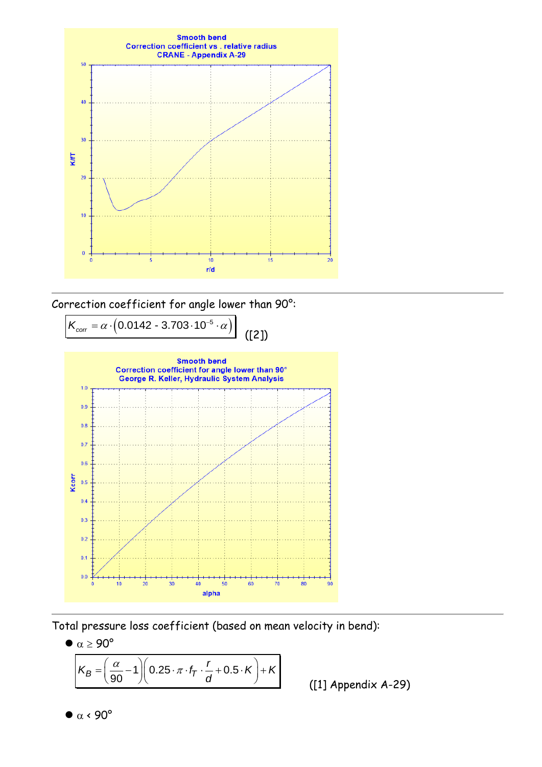Correction coefficient for angle lower than 90°:

$$K_{corr} = \alpha \cdot \left(0.0142 - 3.703 \cdot 10^{-5} \cdot \alpha\right)$$ ([2])

---

Total pressure loss coefficient (based on mean velocity in bend):

- $\alpha \geq 90°$

$$K_B = \left(\frac{\alpha}{90} - 1\right)\left(0.25 \cdot \pi \cdot f_T \cdot \frac{r}{d} + 0.5 \cdot K\right) + K$$ ([1] Appendix A-29)

- $\alpha < 90°$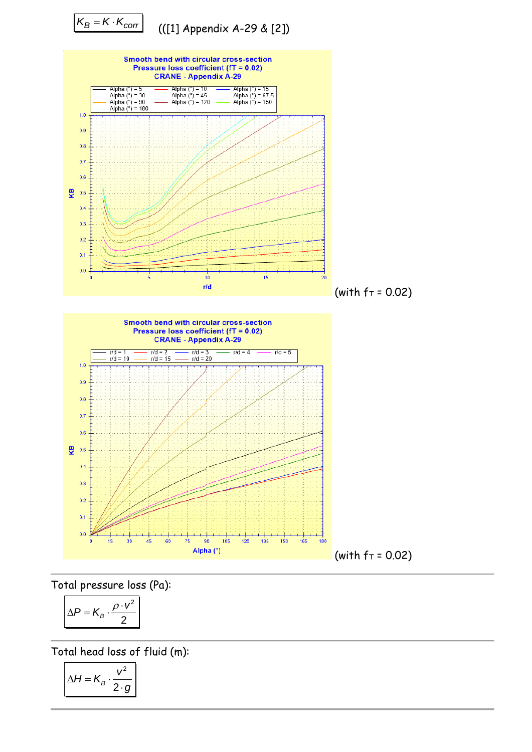$$K_B = K \cdot K_{corr}$$

(([1] Appendix A-29 & [2])

(with $f_T$ = 0.02)

(with $f_T$ = 0.02)

Total pressure loss (Pa):

$$\Delta P = K_B \cdot \frac{\rho \cdot v^2}{2}$$

Total head loss of fluid (m):

$$\Delta H = K_B \cdot \frac{v^2}{2 \cdot g}$$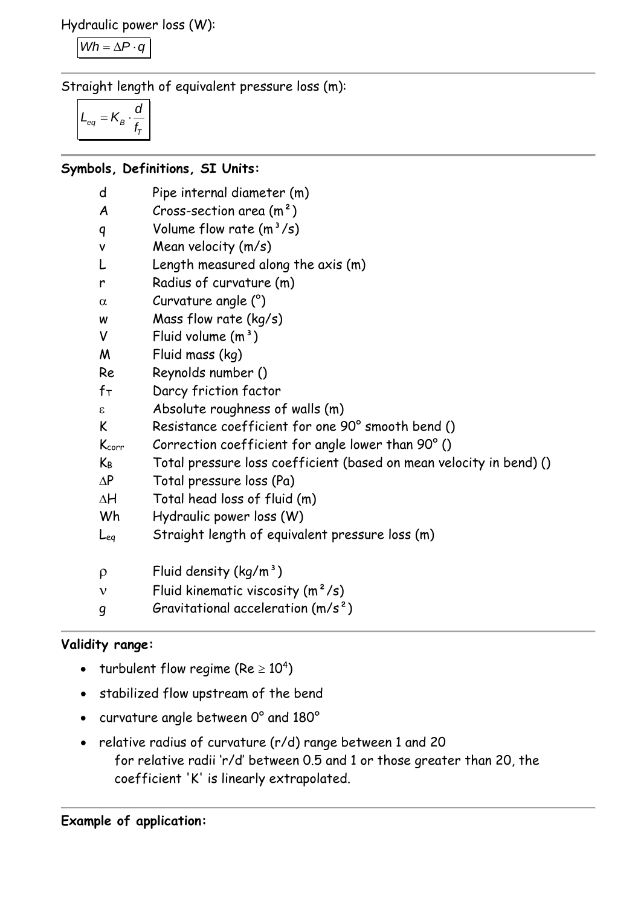Hydraulic power loss (W):

$$Wh = \Delta P \cdot q$$

Straight length of equivalent pressure loss (m):

$$L_{eq} = K_B \cdot \frac{d}{f_T}$$

**Symbols, Definitions, SI Units:**

| | |
|---|---|
| $d$ | Pipe internal diameter (m) |
| $A$ | Cross-section area (m²) |
| $q$ | Volume flow rate (m³/s) |
| $v$ | Mean velocity (m/s) |
| $L$ | Length measured along the axis (m) |
| $r$ | Radius of curvature (m) |
| $\alpha$ | Curvature angle (°) |
| $w$ | Mass flow rate (kg/s) |
| $V$ | Fluid volume (m³) |
| $M$ | Fluid mass (kg) |
| $Re$ | Reynolds number () |
| $f_T$ | Darcy friction factor |
| $\varepsilon$ | Absolute roughness of walls (m) |
| $K$ | Resistance coefficient for one 90° smooth bend () |
| $K_{corr}$ | Correction coefficient for angle lower than 90° () |
| $K_B$ | Total pressure loss coefficient (based on mean velocity in bend) () |
| $\Delta P$ | Total pressure loss (Pa) |
| $\Delta H$ | Total head loss of fluid (m) |
| $Wh$ | Hydraulic power loss (W) |
| $L_{eq}$ | Straight length of equivalent pressure loss (m) |
| $\rho$ | Fluid density (kg/m³) |
| $\nu$ | Fluid kinematic viscosity (m²/s) |
| $g$ | Gravitational acceleration (m/s²) |

**Validity range:**

- turbulent flow regime ($Re \geq 10^4$)
- stabilized flow upstream of the bend
- curvature angle between 0° and 180°
- relative radius of curvature (r/d) range between 1 and 20
  for relative radii 'r/d' between 0.5 and 1 or those greater than 20, the coefficient 'K' is linearly extrapolated.

**Example of application:**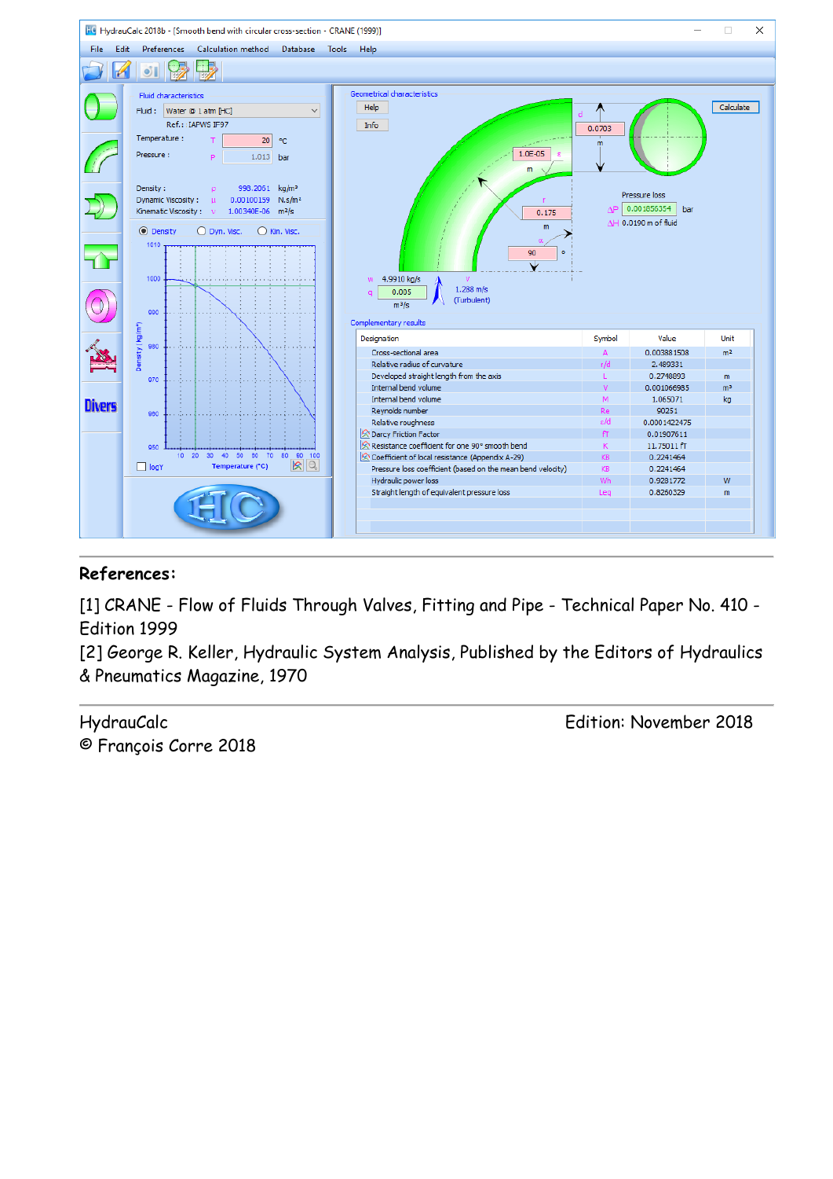HydrauCalc 2018b - [Smooth bend with circular cross-section - CRANE (1999)]

File Edit Preferences Calculation method Database Tools Help

Fluid characteristics

Fluid : Water @ 1 atm [HC]

Ref.: IAPWS IF97

Temperature : T 20 °C

Pressure : P 1.013 bar

Density : ρ 998.2061 kg/m³

Dynamic Viscosity : μ 0.00100159 N.s/m²

Kinematic Viscosity : ν 1.00340E-06 m²/s

Density Dyn. visc. Kin. visc.

1010

1000

990

980

970

960

950

10 20 30 40 50 60 70 80 90 100

Density ( kg/m³)

Temperature (°C)

logY

Geometrical characteristics

Help

Info

Calculate

d 0.0703 m

1.0E-05 ε m

r 0.175 m

α 90 °

w 4.9910 kg/s

q 0.005 m³/s

v 1.288 m/s (Turbulent)

Pressure loss

ΔP 0.001856354 bar

ΔH 0.0190 m of fluid

Complementary results

| Designation | Symbol | Value | Unit |
|---|---|---|---|
| Cross-sectional area | A | 0.003881508 | m² |
| Relative radius of curvature | r/d | 2.489331 | |
| Developed straight length from the axis | L | 0.2748893 | m |
| Internal bend volume | V | 0.001066985 | m³ |
| Internal bend volume | M | 1.065071 | kg |
| Reynolds number | Re | 90251 | |
| Relative roughness | ε/d | 0.0001422475 | |
| Darcy Friction Factor | fT | 0.01907611 | |
| Resistance coefficient for one 90° smooth bend | K | 11.75011 fT | |
| Coefficient of local resistance (Appendix A-29) | KB | 0.2241464 | |
| Pressure loss coefficient (based on the mean bend velocity) | KB | 0.2241464 | |
| Hydraulic power loss | Wh | 0.9281772 | W |
| Straight length of equivalent pressure loss | Leq | 0.8260329 | m |

## References:

[1] CRANE - Flow of Fluids Through Valves, Fitting and Pipe - Technical Paper No. 410 - Edition 1999

[2] George R. Keller, Hydraulic System Analysis, Published by the Editors of Hydraulics & Pneumatics Magazine, 1970

HydrauCalc

© François Corre 2018

Edition: November 2018